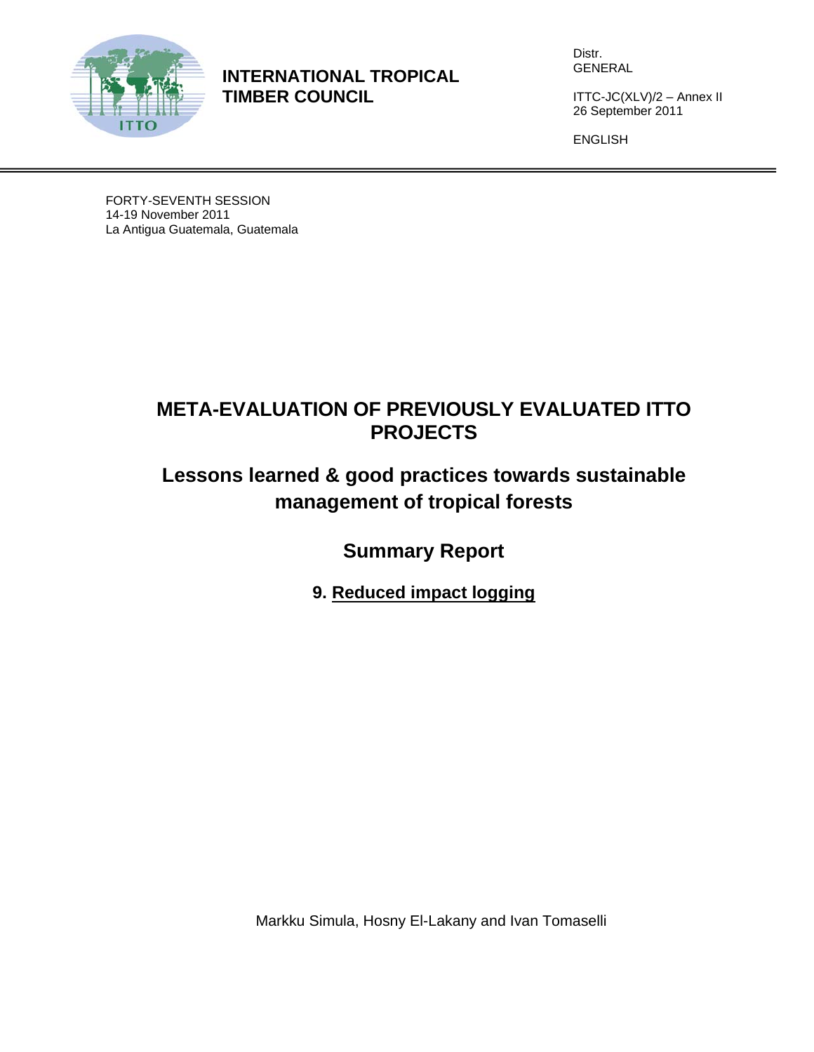**INTERNATIONAL TROPICAL TIMBER COUNCIL**

Distr.
GENERAL

ITTC-JC(XLV)/2 – Annex II
26 September 2011

ENGLISH

FORTY-SEVENTH SESSION
14-19 November 2011
La Antigua Guatemala, Guatemala

# META-EVALUATION OF PREVIOUSLY EVALUATED ITTO PROJECTS

## Lessons learned & good practices towards sustainable management of tropical forests

## Summary Report

### 9. Reduced impact logging

Markku Simula, Hosny El-Lakany and Ivan Tomaselli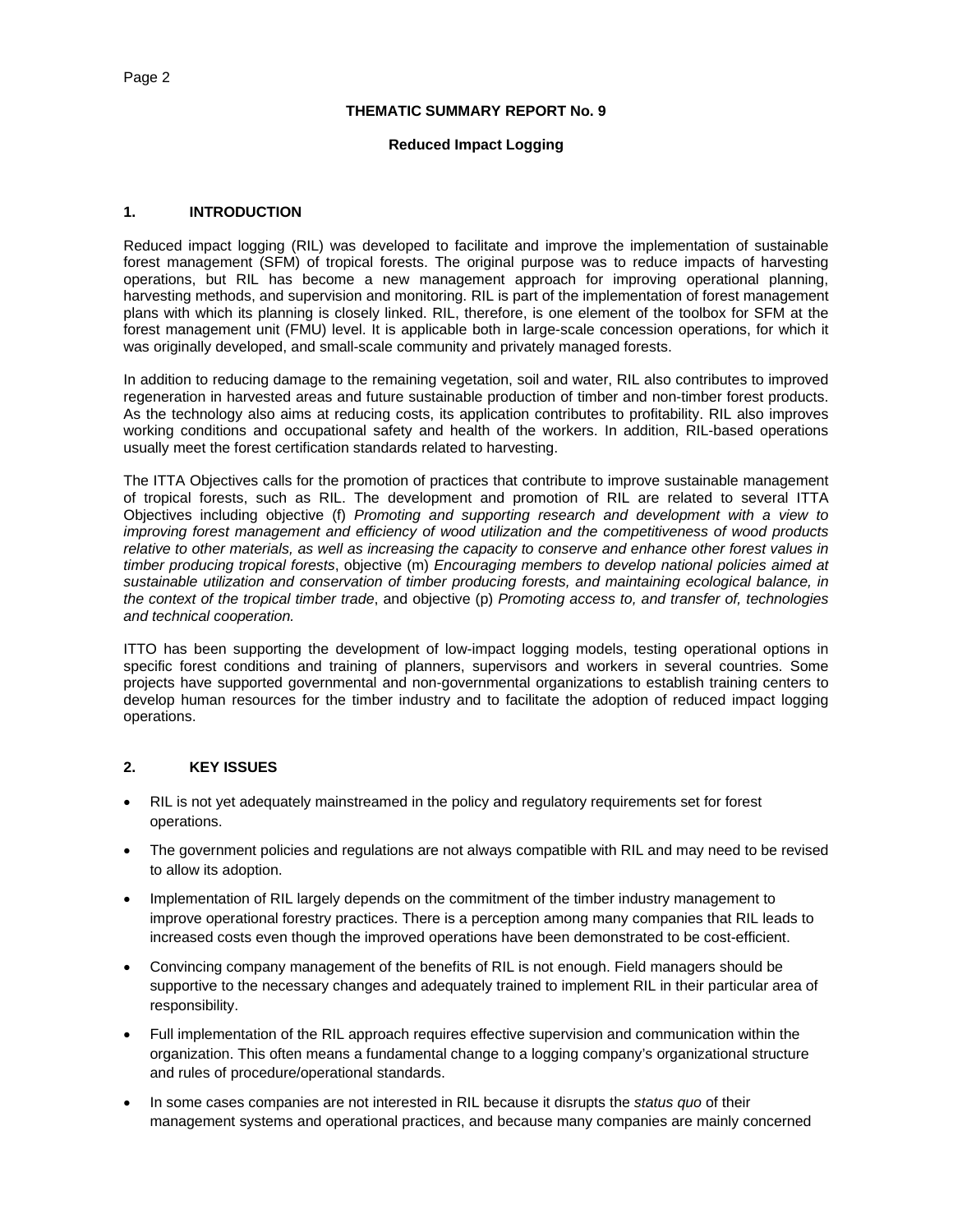**THEMATIC SUMMARY REPORT No. 9**

**Reduced Impact Logging**

## 1. INTRODUCTION

Reduced impact logging (RIL) was developed to facilitate and improve the implementation of sustainable forest management (SFM) of tropical forests. The original purpose was to reduce impacts of harvesting operations, but RIL has become a new management approach for improving operational planning, harvesting methods, and supervision and monitoring. RIL is part of the implementation of forest management plans with which its planning is closely linked. RIL, therefore, is one element of the toolbox for SFM at the forest management unit (FMU) level. It is applicable both in large-scale concession operations, for which it was originally developed, and small-scale community and privately managed forests.

In addition to reducing damage to the remaining vegetation, soil and water, RIL also contributes to improved regeneration in harvested areas and future sustainable production of timber and non-timber forest products. As the technology also aims at reducing costs, its application contributes to profitability. RIL also improves working conditions and occupational safety and health of the workers. In addition, RIL-based operations usually meet the forest certification standards related to harvesting.

The ITTA Objectives calls for the promotion of practices that contribute to improve sustainable management of tropical forests, such as RIL. The development and promotion of RIL are related to several ITTA Objectives including objective (f) *Promoting and supporting research and development with a view to improving forest management and efficiency of wood utilization and the competitiveness of wood products relative to other materials, as well as increasing the capacity to conserve and enhance other forest values in timber producing tropical forests*, objective (m) *Encouraging members to develop national policies aimed at sustainable utilization and conservation of timber producing forests, and maintaining ecological balance, in the context of the tropical timber trade*, and objective (p) *Promoting access to, and transfer of, technologies and technical cooperation.*

ITTO has been supporting the development of low-impact logging models, testing operational options in specific forest conditions and training of planners, supervisors and workers in several countries. Some projects have supported governmental and non-governmental organizations to establish training centers to develop human resources for the timber industry and to facilitate the adoption of reduced impact logging operations.

## 2. KEY ISSUES

- RIL is not yet adequately mainstreamed in the policy and regulatory requirements set for forest operations.
- The government policies and regulations are not always compatible with RIL and may need to be revised to allow its adoption.
- Implementation of RIL largely depends on the commitment of the timber industry management to improve operational forestry practices. There is a perception among many companies that RIL leads to increased costs even though the improved operations have been demonstrated to be cost-efficient.
- Convincing company management of the benefits of RIL is not enough. Field managers should be supportive to the necessary changes and adequately trained to implement RIL in their particular area of responsibility.
- Full implementation of the RIL approach requires effective supervision and communication within the organization. This often means a fundamental change to a logging company's organizational structure and rules of procedure/operational standards.
- In some cases companies are not interested in RIL because it disrupts the *status quo* of their management systems and operational practices, and because many companies are mainly concerned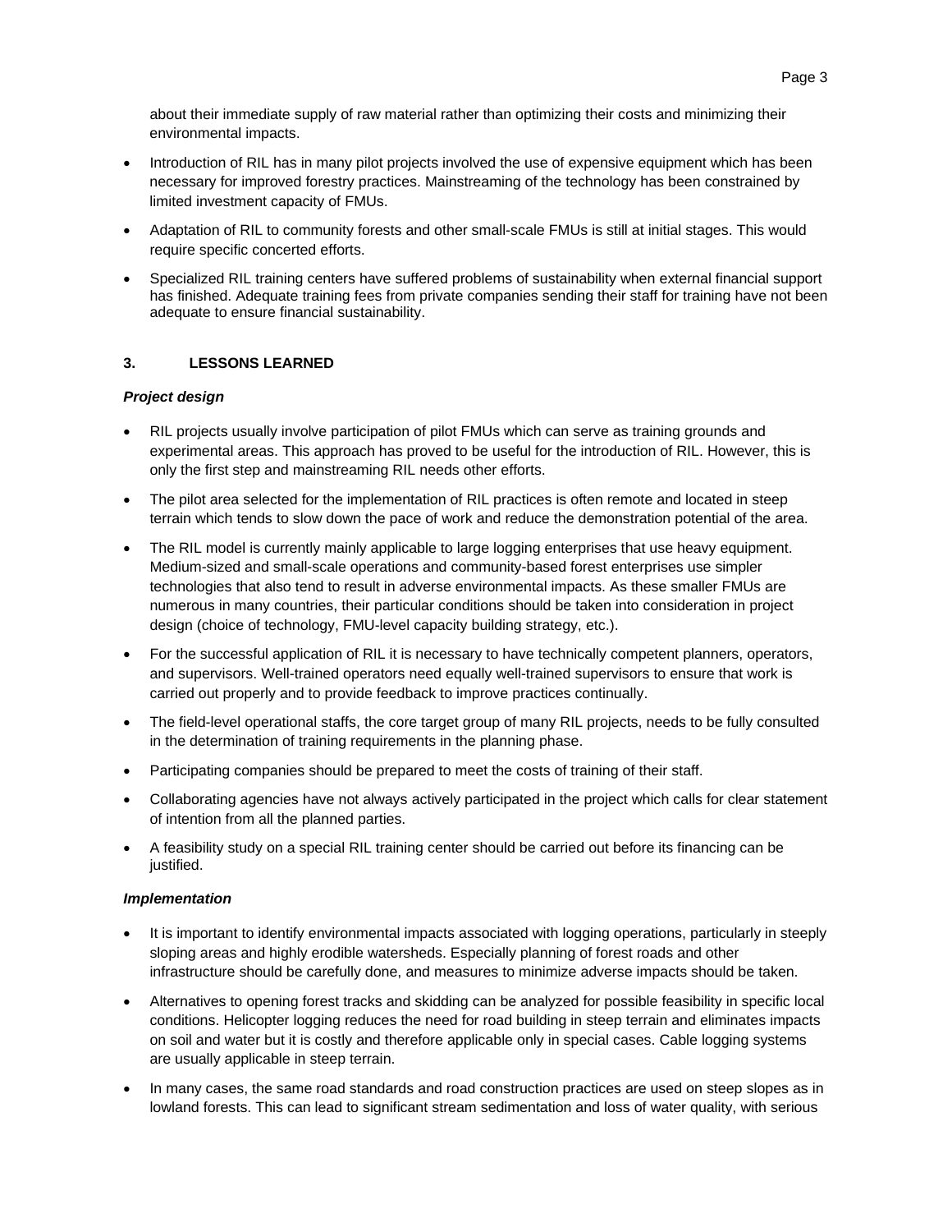about their immediate supply of raw material rather than optimizing their costs and minimizing their environmental impacts.

- Introduction of RIL has in many pilot projects involved the use of expensive equipment which has been necessary for improved forestry practices. Mainstreaming of the technology has been constrained by limited investment capacity of FMUs.
- Adaptation of RIL to community forests and other small-scale FMUs is still at initial stages. This would require specific concerted efforts.
- Specialized RIL training centers have suffered problems of sustainability when external financial support has finished. Adequate training fees from private companies sending their staff for training have not been adequate to ensure financial sustainability.

## 3. LESSONS LEARNED

***Project design***

- RIL projects usually involve participation of pilot FMUs which can serve as training grounds and experimental areas. This approach has proved to be useful for the introduction of RIL. However, this is only the first step and mainstreaming RIL needs other efforts.
- The pilot area selected for the implementation of RIL practices is often remote and located in steep terrain which tends to slow down the pace of work and reduce the demonstration potential of the area.
- The RIL model is currently mainly applicable to large logging enterprises that use heavy equipment. Medium-sized and small-scale operations and community-based forest enterprises use simpler technologies that also tend to result in adverse environmental impacts. As these smaller FMUs are numerous in many countries, their particular conditions should be taken into consideration in project design (choice of technology, FMU-level capacity building strategy, etc.).
- For the successful application of RIL it is necessary to have technically competent planners, operators, and supervisors. Well-trained operators need equally well-trained supervisors to ensure that work is carried out properly and to provide feedback to improve practices continually.
- The field-level operational staffs, the core target group of many RIL projects, needs to be fully consulted in the determination of training requirements in the planning phase.
- Participating companies should be prepared to meet the costs of training of their staff.
- Collaborating agencies have not always actively participated in the project which calls for clear statement of intention from all the planned parties.
- A feasibility study on a special RIL training center should be carried out before its financing can be justified.

***Implementation***

- It is important to identify environmental impacts associated with logging operations, particularly in steeply sloping areas and highly erodible watersheds. Especially planning of forest roads and other infrastructure should be carefully done, and measures to minimize adverse impacts should be taken.
- Alternatives to opening forest tracks and skidding can be analyzed for possible feasibility in specific local conditions. Helicopter logging reduces the need for road building in steep terrain and eliminates impacts on soil and water but it is costly and therefore applicable only in special cases. Cable logging systems are usually applicable in steep terrain.
- In many cases, the same road standards and road construction practices are used on steep slopes as in lowland forests. This can lead to significant stream sedimentation and loss of water quality, with serious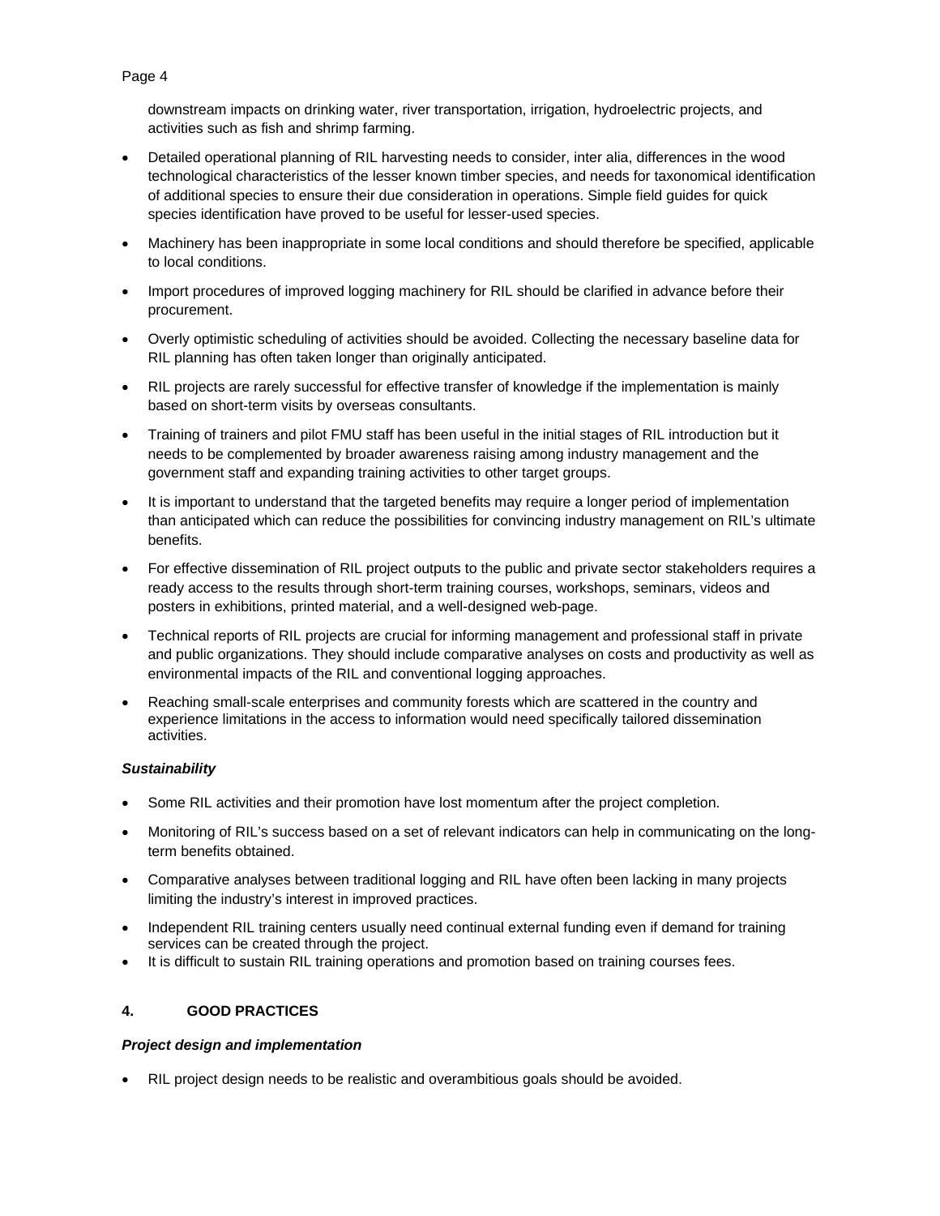downstream impacts on drinking water, river transportation, irrigation, hydroelectric projects, and activities such as fish and shrimp farming.

- Detailed operational planning of RIL harvesting needs to consider, inter alia, differences in the wood technological characteristics of the lesser known timber species, and needs for taxonomical identification of additional species to ensure their due consideration in operations. Simple field guides for quick species identification have proved to be useful for lesser-used species.
- Machinery has been inappropriate in some local conditions and should therefore be specified, applicable to local conditions.
- Import procedures of improved logging machinery for RIL should be clarified in advance before their procurement.
- Overly optimistic scheduling of activities should be avoided. Collecting the necessary baseline data for RIL planning has often taken longer than originally anticipated.
- RIL projects are rarely successful for effective transfer of knowledge if the implementation is mainly based on short-term visits by overseas consultants.
- Training of trainers and pilot FMU staff has been useful in the initial stages of RIL introduction but it needs to be complemented by broader awareness raising among industry management and the government staff and expanding training activities to other target groups.
- It is important to understand that the targeted benefits may require a longer period of implementation than anticipated which can reduce the possibilities for convincing industry management on RIL's ultimate benefits.
- For effective dissemination of RIL project outputs to the public and private sector stakeholders requires a ready access to the results through short-term training courses, workshops, seminars, videos and posters in exhibitions, printed material, and a well-designed web-page.
- Technical reports of RIL projects are crucial for informing management and professional staff in private and public organizations. They should include comparative analyses on costs and productivity as well as environmental impacts of the RIL and conventional logging approaches.
- Reaching small-scale enterprises and community forests which are scattered in the country and experience limitations in the access to information would need specifically tailored dissemination activities.

***Sustainability***

- Some RIL activities and their promotion have lost momentum after the project completion.
- Monitoring of RIL's success based on a set of relevant indicators can help in communicating on the long-term benefits obtained.
- Comparative analyses between traditional logging and RIL have often been lacking in many projects limiting the industry's interest in improved practices.
- Independent RIL training centers usually need continual external funding even if demand for training services can be created through the project.
- It is difficult to sustain RIL training operations and promotion based on training courses fees.

## 4. GOOD PRACTICES

***Project design and implementation***

- RIL project design needs to be realistic and overambitious goals should be avoided.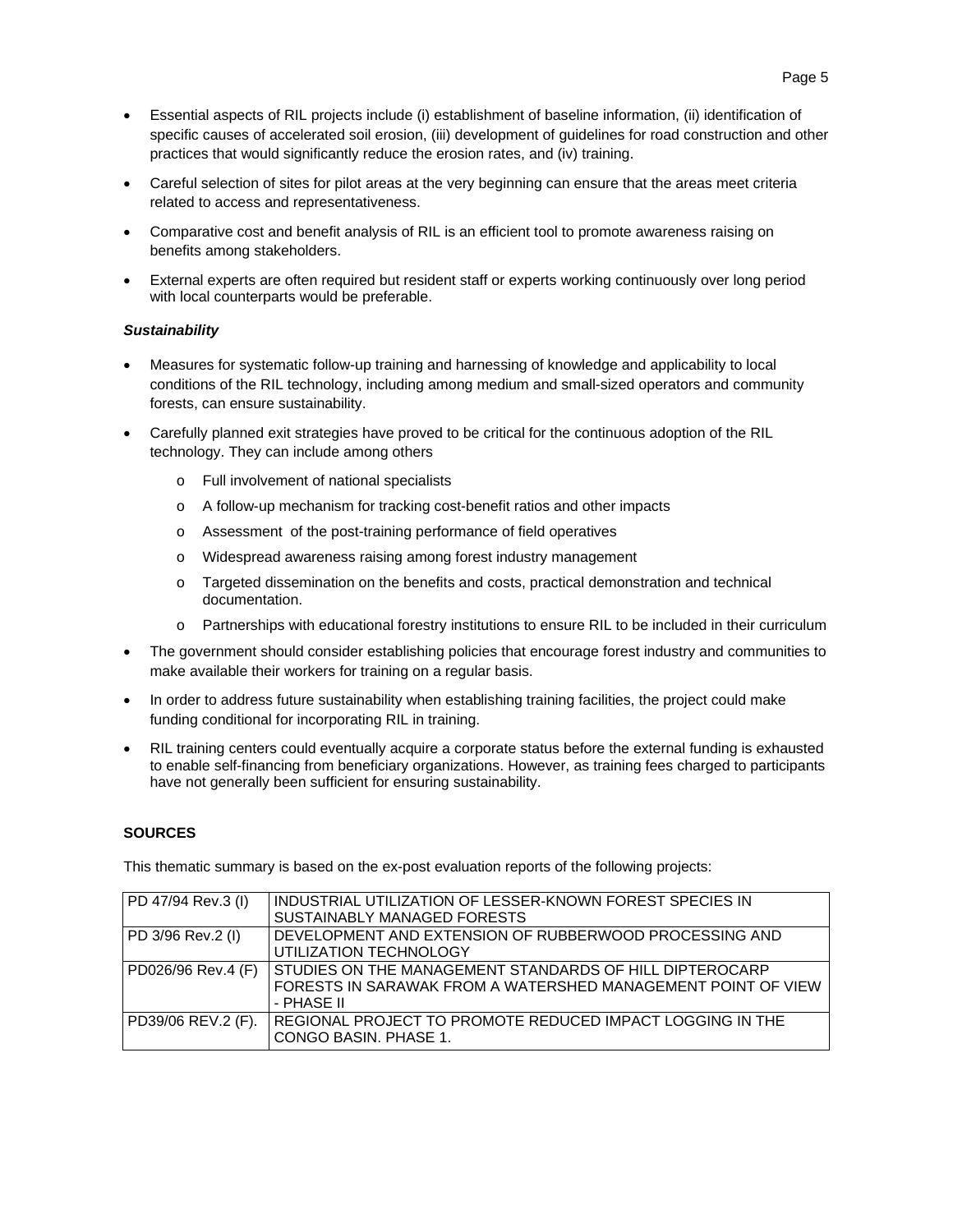- Essential aspects of RIL projects include (i) establishment of baseline information, (ii) identification of specific causes of accelerated soil erosion, (iii) development of guidelines for road construction and other practices that would significantly reduce the erosion rates, and (iv) training.
- Careful selection of sites for pilot areas at the very beginning can ensure that the areas meet criteria related to access and representativeness.
- Comparative cost and benefit analysis of RIL is an efficient tool to promote awareness raising on benefits among stakeholders.
- External experts are often required but resident staff or experts working continuously over long period with local counterparts would be preferable.

***Sustainability***

- Measures for systematic follow-up training and harnessing of knowledge and applicability to local conditions of the RIL technology, including among medium and small-sized operators and community forests, can ensure sustainability.
- Carefully planned exit strategies have proved to be critical for the continuous adoption of the RIL technology. They can include among others
  - Full involvement of national specialists
  - A follow-up mechanism for tracking cost-benefit ratios and other impacts
  - Assessment of the post-training performance of field operatives
  - Widespread awareness raising among forest industry management
  - Targeted dissemination on the benefits and costs, practical demonstration and technical documentation.
  - Partnerships with educational forestry institutions to ensure RIL to be included in their curriculum
- The government should consider establishing policies that encourage forest industry and communities to make available their workers for training on a regular basis.
- In order to address future sustainability when establishing training facilities, the project could make funding conditional for incorporating RIL in training.
- RIL training centers could eventually acquire a corporate status before the external funding is exhausted to enable self-financing from beneficiary organizations. However, as training fees charged to participants have not generally been sufficient for ensuring sustainability.

**SOURCES**

This thematic summary is based on the ex-post evaluation reports of the following projects:

| | |
|---|---|
| PD 47/94 Rev.3 (I) | INDUSTRIAL UTILIZATION OF LESSER-KNOWN FOREST SPECIES IN SUSTAINABLY MANAGED FORESTS |
| PD 3/96 Rev.2 (I) | DEVELOPMENT AND EXTENSION OF RUBBERWOOD PROCESSING AND UTILIZATION TECHNOLOGY |
| PD026/96 Rev.4 (F) | STUDIES ON THE MANAGEMENT STANDARDS OF HILL DIPTEROCARP FORESTS IN SARAWAK FROM A WATERSHED MANAGEMENT POINT OF VIEW - PHASE II |
| PD39/06 REV.2 (F). | REGIONAL PROJECT TO PROMOTE REDUCED IMPACT LOGGING IN THE CONGO BASIN. PHASE 1. |